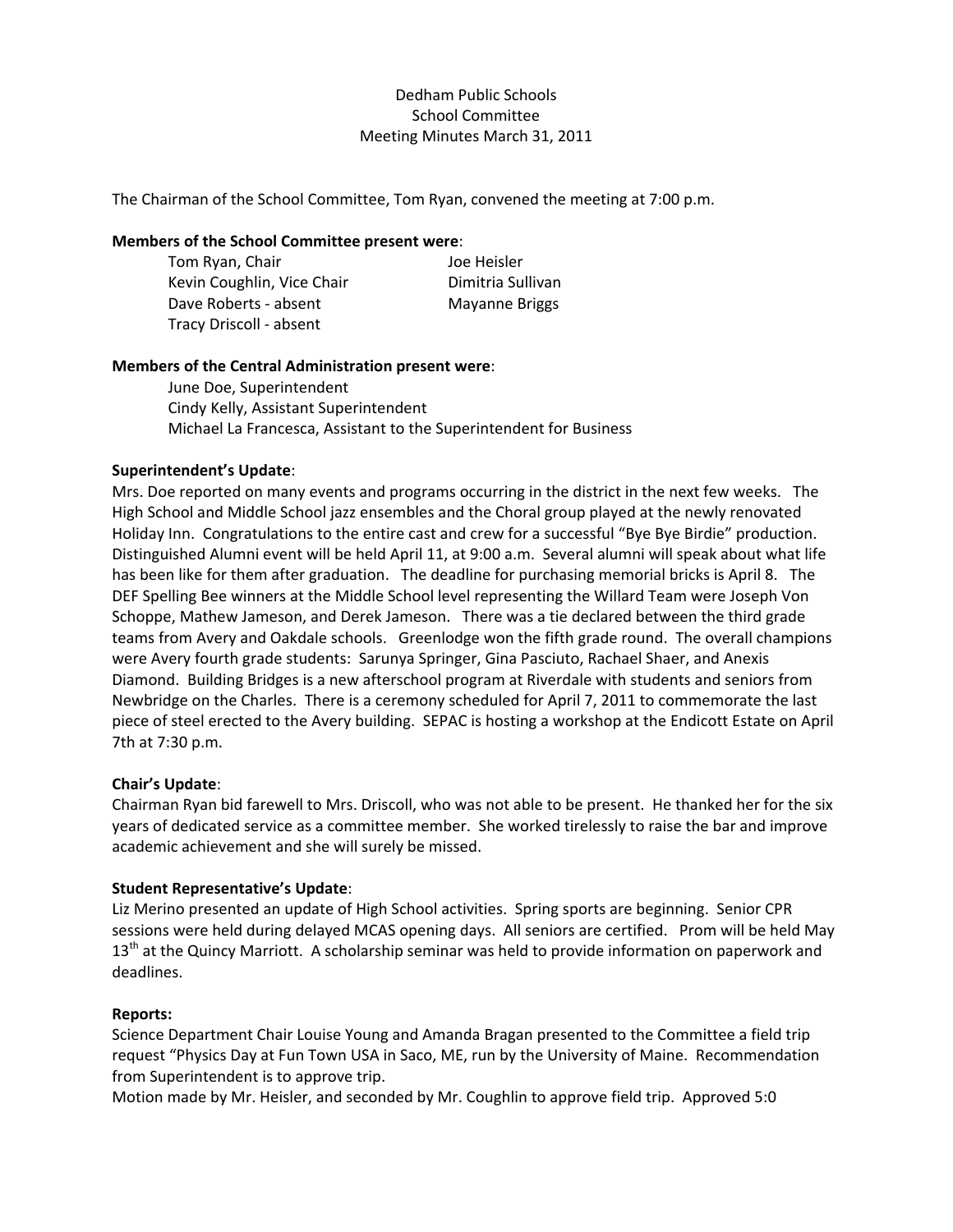# Dedham Public Schools
## School Committee
### Meeting Minutes March 31, 2011

The Chairman of the School Committee, Tom Ryan, convened the meeting at 7:00 p.m.

**Members of the School Committee present were**:

Tom Ryan, Chair
Kevin Coughlin, Vice Chair
Dave Roberts - absent
Tracy Driscoll - absent
Joe Heisler
Dimitria Sullivan
Mayanne Briggs

**Members of the Central Administration present were**:

June Doe, Superintendent
Cindy Kelly, Assistant Superintendent
Michael La Francesca, Assistant to the Superintendent for Business

**Superintendent's Update**:

Mrs. Doe reported on many events and programs occurring in the district in the next few weeks. The High School and Middle School jazz ensembles and the Choral group played at the newly renovated Holiday Inn. Congratulations to the entire cast and crew for a successful "Bye Bye Birdie" production. Distinguished Alumni event will be held April 11, at 9:00 a.m. Several alumni will speak about what life has been like for them after graduation. The deadline for purchasing memorial bricks is April 8. The DEF Spelling Bee winners at the Middle School level representing the Willard Team were Joseph Von Schoppe, Mathew Jameson, and Derek Jameson. There was a tie declared between the third grade teams from Avery and Oakdale schools. Greenlodge won the fifth grade round. The overall champions were Avery fourth grade students: Sarunya Springer, Gina Pasciuto, Rachael Shaer, and Anexis Diamond. Building Bridges is a new afterschool program at Riverdale with students and seniors from Newbridge on the Charles. There is a ceremony scheduled for April 7, 2011 to commemorate the last piece of steel erected to the Avery building. SEPAC is hosting a workshop at the Endicott Estate on April 7th at 7:30 p.m.

**Chair's Update**:

Chairman Ryan bid farewell to Mrs. Driscoll, who was not able to be present. He thanked her for the six years of dedicated service as a committee member. She worked tirelessly to raise the bar and improve academic achievement and she will surely be missed.

**Student Representative's Update**:

Liz Merino presented an update of High School activities. Spring sports are beginning. Senior CPR sessions were held during delayed MCAS opening days. All seniors are certified. Prom will be held May 13th at the Quincy Marriott. A scholarship seminar was held to provide information on paperwork and deadlines.

**Reports:**

Science Department Chair Louise Young and Amanda Bragan presented to the Committee a field trip request "Physics Day at Fun Town USA in Saco, ME, run by the University of Maine. Recommendation from Superintendent is to approve trip.

Motion made by Mr. Heisler, and seconded by Mr. Coughlin to approve field trip. Approved 5:0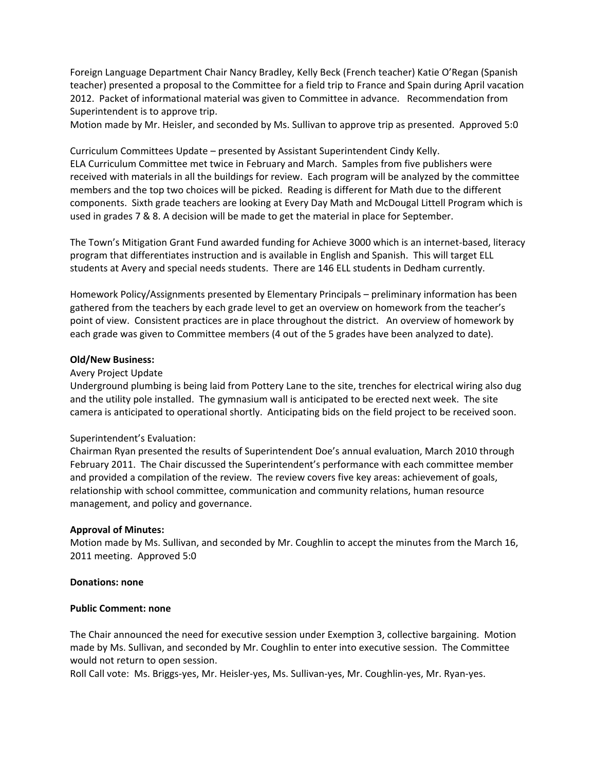Foreign Language Department Chair Nancy Bradley, Kelly Beck (French teacher) Katie O'Regan (Spanish teacher) presented a proposal to the Committee for a field trip to France and Spain during April vacation 2012. Packet of informational material was given to Committee in advance. Recommendation from Superintendent is to approve trip.
Motion made by Mr. Heisler, and seconded by Ms. Sullivan to approve trip as presented. Approved 5:0

Curriculum Committees Update – presented by Assistant Superintendent Cindy Kelly.
ELA Curriculum Committee met twice in February and March. Samples from five publishers were received with materials in all the buildings for review. Each program will be analyzed by the committee members and the top two choices will be picked. Reading is different for Math due to the different components. Sixth grade teachers are looking at Every Day Math and McDougal Littell Program which is used in grades 7 & 8. A decision will be made to get the material in place for September.

The Town's Mitigation Grant Fund awarded funding for Achieve 3000 which is an internet-based, literacy program that differentiates instruction and is available in English and Spanish. This will target ELL students at Avery and special needs students. There are 146 ELL students in Dedham currently.

Homework Policy/Assignments presented by Elementary Principals – preliminary information has been gathered from the teachers by each grade level to get an overview on homework from the teacher's point of view. Consistent practices are in place throughout the district. An overview of homework by each grade was given to Committee members (4 out of the 5 grades have been analyzed to date).

**Old/New Business:**

Avery Project Update
Underground plumbing is being laid from Pottery Lane to the site, trenches for electrical wiring also dug and the utility pole installed. The gymnasium wall is anticipated to be erected next week. The site camera is anticipated to operational shortly. Anticipating bids on the field project to be received soon.

Superintendent's Evaluation:
Chairman Ryan presented the results of Superintendent Doe's annual evaluation, March 2010 through February 2011. The Chair discussed the Superintendent's performance with each committee member and provided a compilation of the review. The review covers five key areas: achievement of goals, relationship with school committee, communication and community relations, human resource management, and policy and governance.

**Approval of Minutes:**
Motion made by Ms. Sullivan, and seconded by Mr. Coughlin to accept the minutes from the March 16, 2011 meeting. Approved 5:0

**Donations: none**

**Public Comment: none**

The Chair announced the need for executive session under Exemption 3, collective bargaining. Motion made by Ms. Sullivan, and seconded by Mr. Coughlin to enter into executive session. The Committee would not return to open session.
Roll Call vote: Ms. Briggs-yes, Mr. Heisler-yes, Ms. Sullivan-yes, Mr. Coughlin-yes, Mr. Ryan-yes.